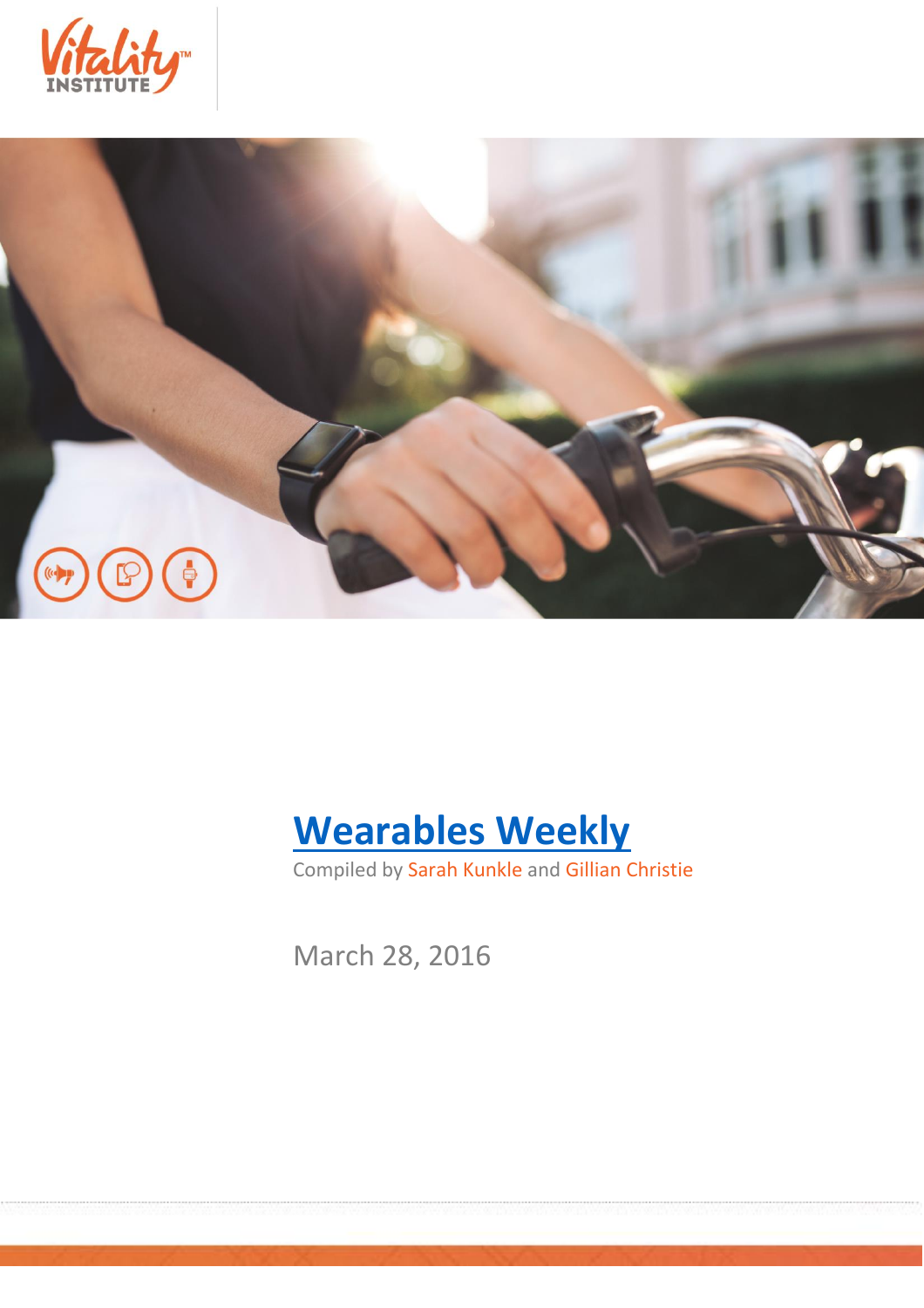# Wearables Weekly

Compiled by Sarah Kunkle and Gillian Christie

March 28, 2016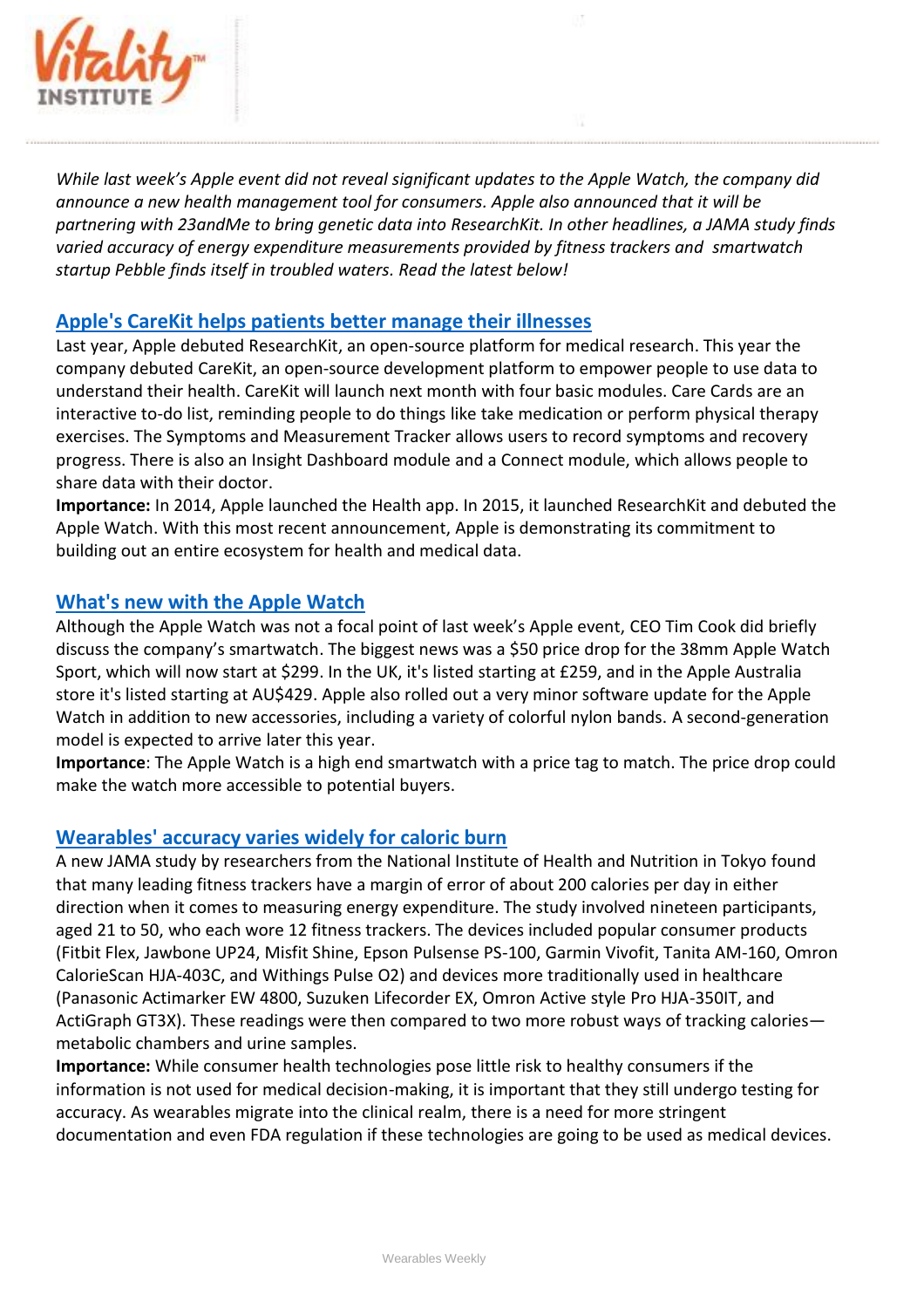*While last week's Apple event did not reveal significant updates to the Apple Watch, the company did announce a new health management tool for consumers. Apple also announced that it will be partnering with 23andMe to bring genetic data into ResearchKit. In other headlines, a JAMA study finds varied accuracy of energy expenditure measurements provided by fitness trackers and smartwatch startup Pebble finds itself in troubled waters. Read the latest below!*

## Apple's CareKit helps patients better manage their illnesses

Last year, Apple debuted ResearchKit, an open-source platform for medical research. This year the company debuted CareKit, an open-source development platform to empower people to use data to understand their health. CareKit will launch next month with four basic modules. Care Cards are an interactive to-do list, reminding people to do things like take medication or perform physical therapy exercises. The Symptoms and Measurement Tracker allows users to record symptoms and recovery progress. There is also an Insight Dashboard module and a Connect module, which allows people to share data with their doctor.

**Importance:** In 2014, Apple launched the Health app. In 2015, it launched ResearchKit and debuted the Apple Watch. With this most recent announcement, Apple is demonstrating its commitment to building out an entire ecosystem for health and medical data.

## What's new with the Apple Watch

Although the Apple Watch was not a focal point of last week's Apple event, CEO Tim Cook did briefly discuss the company's smartwatch. The biggest news was a $50 price drop for the 38mm Apple Watch Sport, which will now start at $299. In the UK, it's listed starting at £259, and in the Apple Australia store it's listed starting at AU$429. Apple also rolled out a very minor software update for the Apple Watch in addition to new accessories, including a variety of colorful nylon bands. A second-generation model is expected to arrive later this year.

**Importance**: The Apple Watch is a high end smartwatch with a price tag to match. The price drop could make the watch more accessible to potential buyers.

## Wearables' accuracy varies widely for caloric burn

A new JAMA study by researchers from the National Institute of Health and Nutrition in Tokyo found that many leading fitness trackers have a margin of error of about 200 calories per day in either direction when it comes to measuring energy expenditure. The study involved nineteen participants, aged 21 to 50, who each wore 12 fitness trackers. The devices included popular consumer products (Fitbit Flex, Jawbone UP24, Misfit Shine, Epson Pulsense PS-100, Garmin Vivofit, Tanita AM-160, Omron CalorieScan HJA-403C, and Withings Pulse O2) and devices more traditionally used in healthcare (Panasonic Actimarker EW 4800, Suzuken Lifecorder EX, Omron Active style Pro HJA-350IT, and ActiGraph GT3X). These readings were then compared to two more robust ways of tracking calories—metabolic chambers and urine samples.

**Importance:** While consumer health technologies pose little risk to healthy consumers if the information is not used for medical decision-making, it is important that they still undergo testing for accuracy. As wearables migrate into the clinical realm, there is a need for more stringent documentation and even FDA regulation if these technologies are going to be used as medical devices.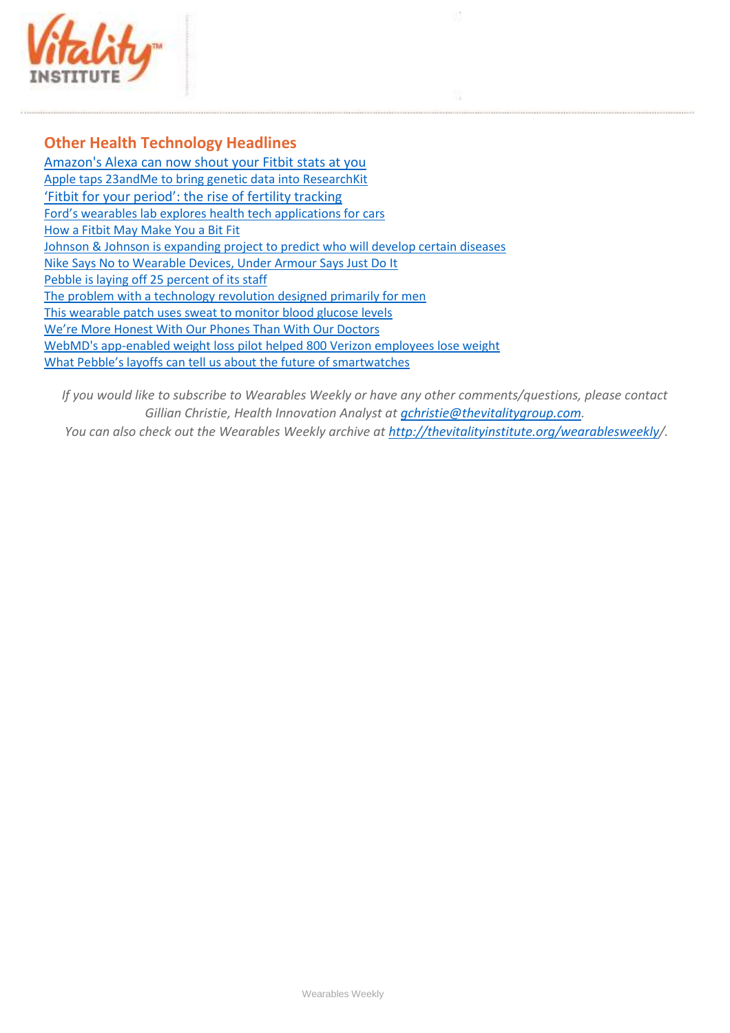## Other Health Technology Headlines

Amazon's Alexa can now shout your Fitbit stats at you
Apple taps 23andMe to bring genetic data into ResearchKit
'Fitbit for your period': the rise of fertility tracking
Ford's wearables lab explores health tech applications for cars
How a Fitbit May Make You a Bit Fit
Johnson & Johnson is expanding project to predict who will develop certain diseases
Nike Says No to Wearable Devices, Under Armour Says Just Do It
Pebble is laying off 25 percent of its staff
The problem with a technology revolution designed primarily for men
This wearable patch uses sweat to monitor blood glucose levels
We're More Honest With Our Phones Than With Our Doctors
WebMD's app-enabled weight loss pilot helped 800 Verizon employees lose weight
What Pebble's layoffs can tell us about the future of smartwatches

*If you would like to subscribe to Wearables Weekly or have any other comments/questions, please contact Gillian Christie, Health Innovation Analyst at gchristie@thevitalitygroup.com.*
*You can also check out the Wearables Weekly archive at http://thevitalityinstitute.org/wearablesweekly/.*